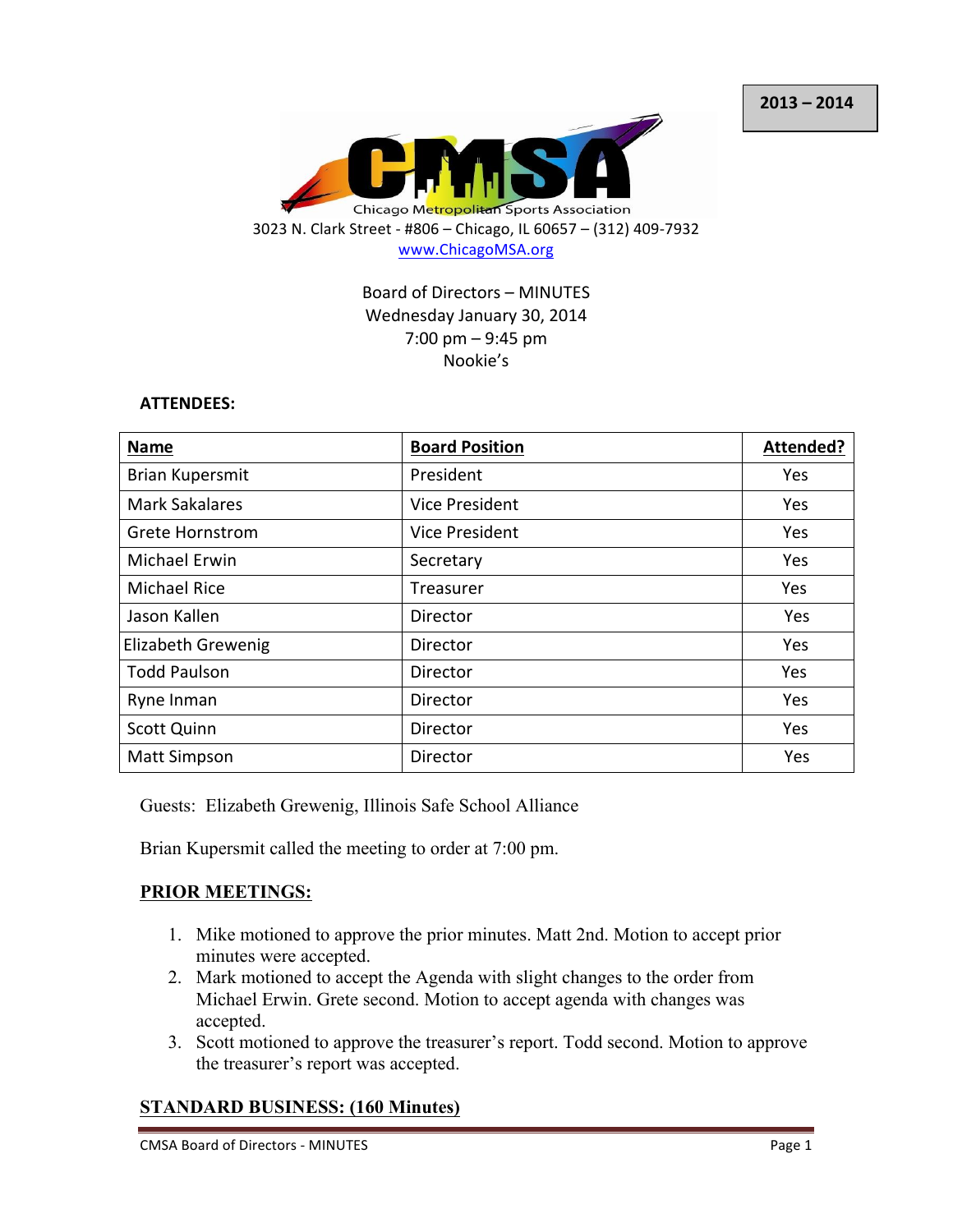**2013 – 2014**

Chicago Metropolitan Sports Association

3023 N. Clark Street - #806 – Chicago, IL 60657 – (312) 409-7932

www.ChicagoMSA.org

Board of Directors – MINUTES
Wednesday January 30, 2014
7:00 pm – 9:45 pm
Nookie's

**ATTENDEES:**

| Name | Board Position | Attended? |
|---|---|---|
| Brian Kupersmit | President | Yes |
| Mark Sakalares | Vice President | Yes |
| Grete Hornstrom | Vice President | Yes |
| Michael Erwin | Secretary | Yes |
| Michael Rice | Treasurer | Yes |
| Jason Kallen | Director | Yes |
| Elizabeth Grewenig | Director | Yes |
| Todd Paulson | Director | Yes |
| Ryne Inman | Director | Yes |
| Scott Quinn | Director | Yes |
| Matt Simpson | Director | Yes |

Guests: Elizabeth Grewenig, Illinois Safe School Alliance

Brian Kupersmit called the meeting to order at 7:00 pm.

## PRIOR MEETINGS:

1. Mike motioned to approve the prior minutes. Matt 2nd. Motion to accept prior minutes were accepted.
2. Mark motioned to accept the Agenda with slight changes to the order from Michael Erwin. Grete second. Motion to accept agenda with changes was accepted.
3. Scott motioned to approve the treasurer's report. Todd second. Motion to approve the treasurer's report was accepted.

## STANDARD BUSINESS: (160 Minutes)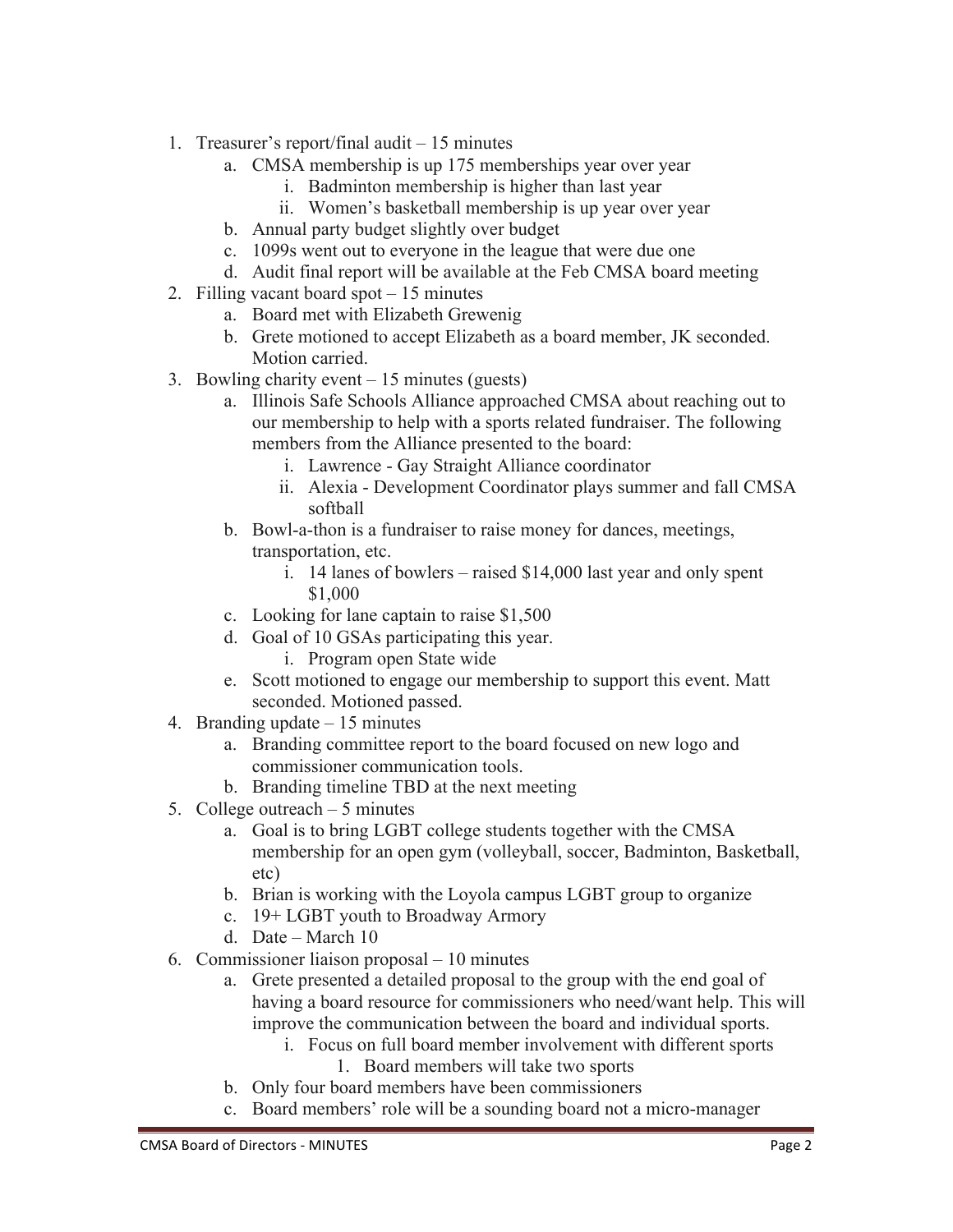1. Treasurer's report/final audit – 15 minutes
    a. CMSA membership is up 175 memberships year over year
        i. Badminton membership is higher than last year
        ii. Women's basketball membership is up year over year
    b. Annual party budget slightly over budget
    c. 1099s went out to everyone in the league that were due one
    d. Audit final report will be available at the Feb CMSA board meeting
2. Filling vacant board spot – 15 minutes
    a. Board met with Elizabeth Grewenig
    b. Grete motioned to accept Elizabeth as a board member, JK seconded. Motion carried.
3. Bowling charity event – 15 minutes (guests)
    a. Illinois Safe Schools Alliance approached CMSA about reaching out to our membership to help with a sports related fundraiser. The following members from the Alliance presented to the board:
        i. Lawrence - Gay Straight Alliance coordinator
        ii. Alexia - Development Coordinator plays summer and fall CMSA softball
    b. Bowl-a-thon is a fundraiser to raise money for dances, meetings, transportation, etc.
        i. 14 lanes of bowlers – raised $14,000 last year and only spent $1,000
    c. Looking for lane captain to raise $1,500
    d. Goal of 10 GSAs participating this year.
        i. Program open State wide
    e. Scott motioned to engage our membership to support this event. Matt seconded. Motioned passed.
4. Branding update – 15 minutes
    a. Branding committee report to the board focused on new logo and commissioner communication tools.
    b. Branding timeline TBD at the next meeting
5. College outreach – 5 minutes
    a. Goal is to bring LGBT college students together with the CMSA membership for an open gym (volleyball, soccer, Badminton, Basketball, etc)
    b. Brian is working with the Loyola campus LGBT group to organize
    c. 19+ LGBT youth to Broadway Armory
    d. Date – March 10
6. Commissioner liaison proposal – 10 minutes
    a. Grete presented a detailed proposal to the group with the end goal of having a board resource for commissioners who need/want help. This will improve the communication between the board and individual sports.
        i. Focus on full board member involvement with different sports
            1. Board members will take two sports
    b. Only four board members have been commissioners
    c. Board members' role will be a sounding board not a micro-manager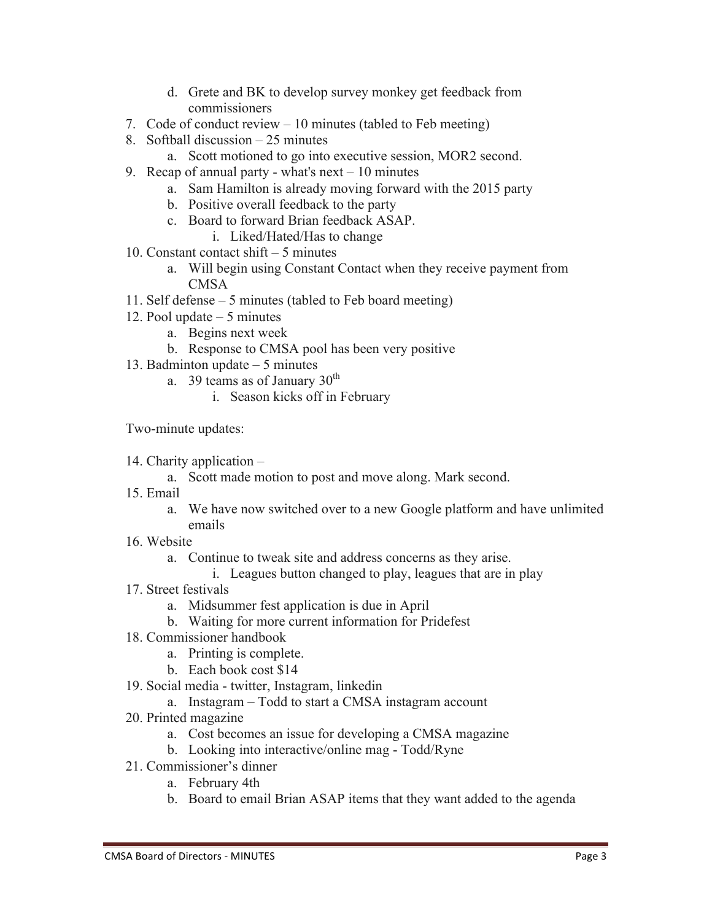d. Grete and BK to develop survey monkey get feedback from commissioners

7. Code of conduct review – 10 minutes (tabled to Feb meeting)
8. Softball discussion – 25 minutes
   a. Scott motioned to go into executive session, MOR2 second.
9. Recap of annual party - what's next – 10 minutes
   a. Sam Hamilton is already moving forward with the 2015 party
   b. Positive overall feedback to the party
   c. Board to forward Brian feedback ASAP.
      i. Liked/Hated/Has to change
10. Constant contact shift – 5 minutes
    a. Will begin using Constant Contact when they receive payment from CMSA
11. Self defense – 5 minutes (tabled to Feb board meeting)
12. Pool update – 5 minutes
    a. Begins next week
    b. Response to CMSA pool has been very positive
13. Badminton update – 5 minutes
    a. 39 teams as of January 30th
       i. Season kicks off in February

Two-minute updates:

14. Charity application –
    a. Scott made motion to post and move along. Mark second.
15. Email
    a. We have now switched over to a new Google platform and have unlimited emails
16. Website
    a. Continue to tweak site and address concerns as they arise.
       i. Leagues button changed to play, leagues that are in play
17. Street festivals
    a. Midsummer fest application is due in April
    b. Waiting for more current information for Pridefest
18. Commissioner handbook
    a. Printing is complete.
    b. Each book cost $14
19. Social media - twitter, Instagram, linkedin
    a. Instagram – Todd to start a CMSA instagram account
20. Printed magazine
    a. Cost becomes an issue for developing a CMSA magazine
    b. Looking into interactive/online mag - Todd/Ryne
21. Commissioner's dinner
    a. February 4th
    b. Board to email Brian ASAP items that they want added to the agenda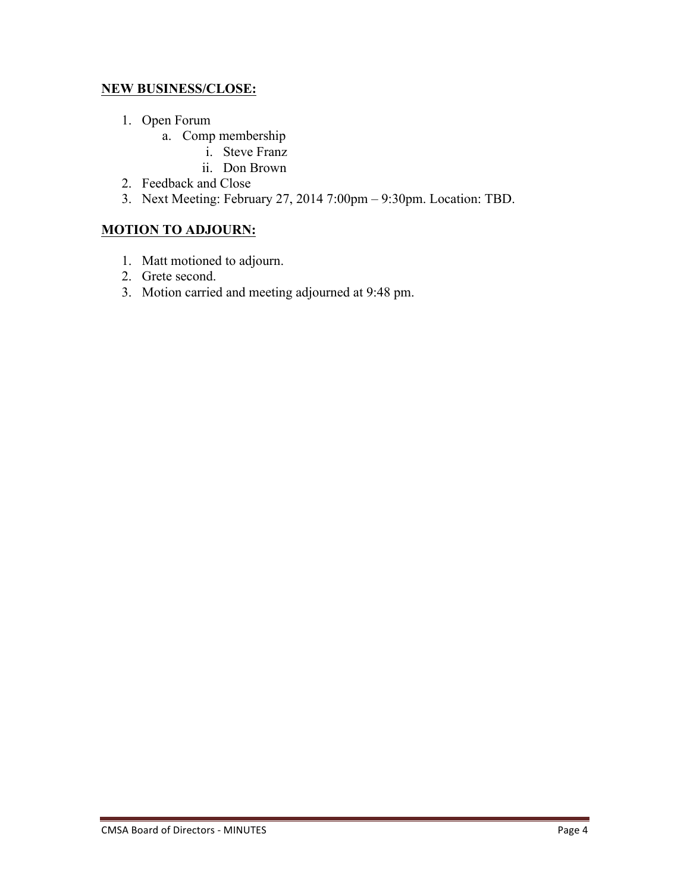**NEW BUSINESS/CLOSE:**

1. Open Forum
    a. Comp membership
        i. Steve Franz
        ii. Don Brown
2. Feedback and Close
3. Next Meeting: February 27, 2014 7:00pm – 9:30pm. Location: TBD.

**MOTION TO ADJOURN:**

1. Matt motioned to adjourn.
2. Grete second.
3. Motion carried and meeting adjourned at 9:48 pm.